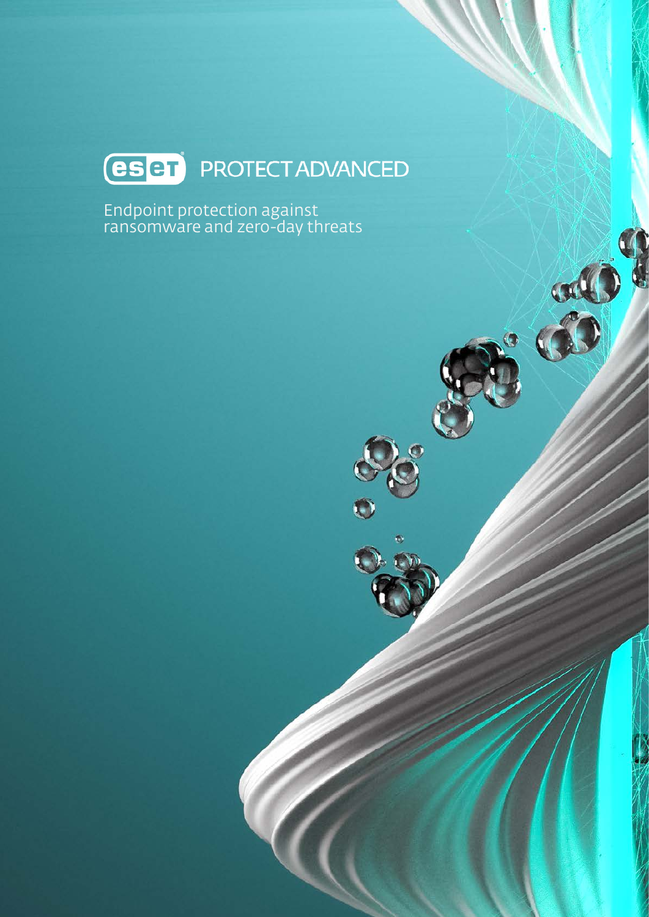# ESET PROTECT ADVANCED

Endpoint protection against ransomware and zero-day threats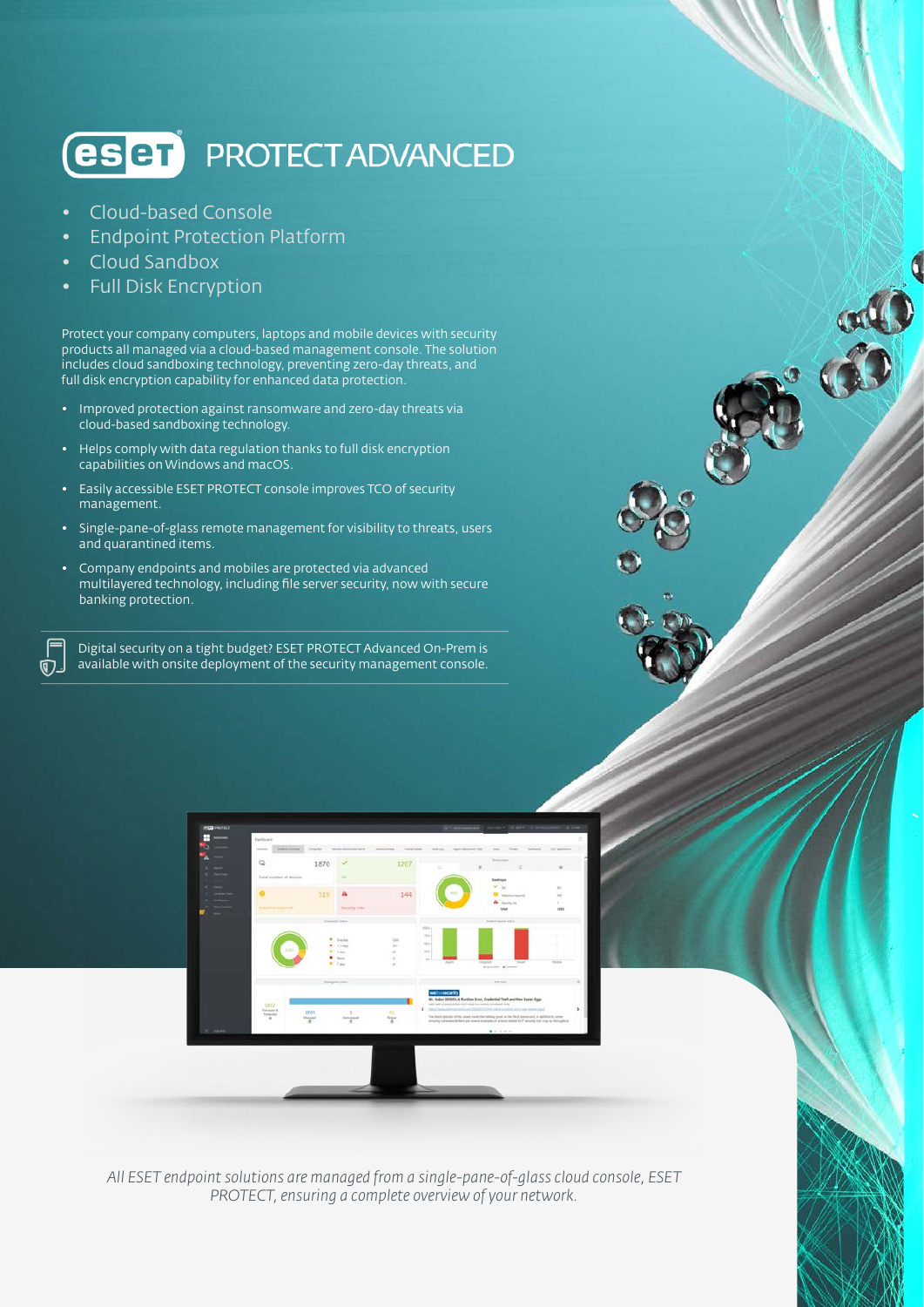# ESET PROTECT ADVANCED

- Cloud-based Console
- Endpoint Protection Platform
- Cloud Sandbox
- Full Disk Encryption

Protect your company computers, laptops and mobile devices with security products all managed via a cloud-based management console. The solution includes cloud sandboxing technology, preventing zero-day threats, and full disk encryption capability for enhanced data protection.

- Improved protection against ransomware and zero-day threats via cloud-based sandboxing technology.
- Helps comply with data regulation thanks to full disk encryption capabilities on Windows and macOS.
- Easily accessible ESET PROTECT console improves TCO of security management.
- Single-pane-of-glass remote management for visibility to threats, users and quarantined items.
- Company endpoints and mobiles are protected via advanced multilayered technology, including file server security, now with secure banking protection.

Digital security on a tight budget? ESET PROTECT Advanced On-Prem is available with onsite deployment of the security management console.

*All ESET endpoint solutions are managed from a single-pane-of-glass cloud console, ESET PROTECT, ensuring a complete overview of your network.*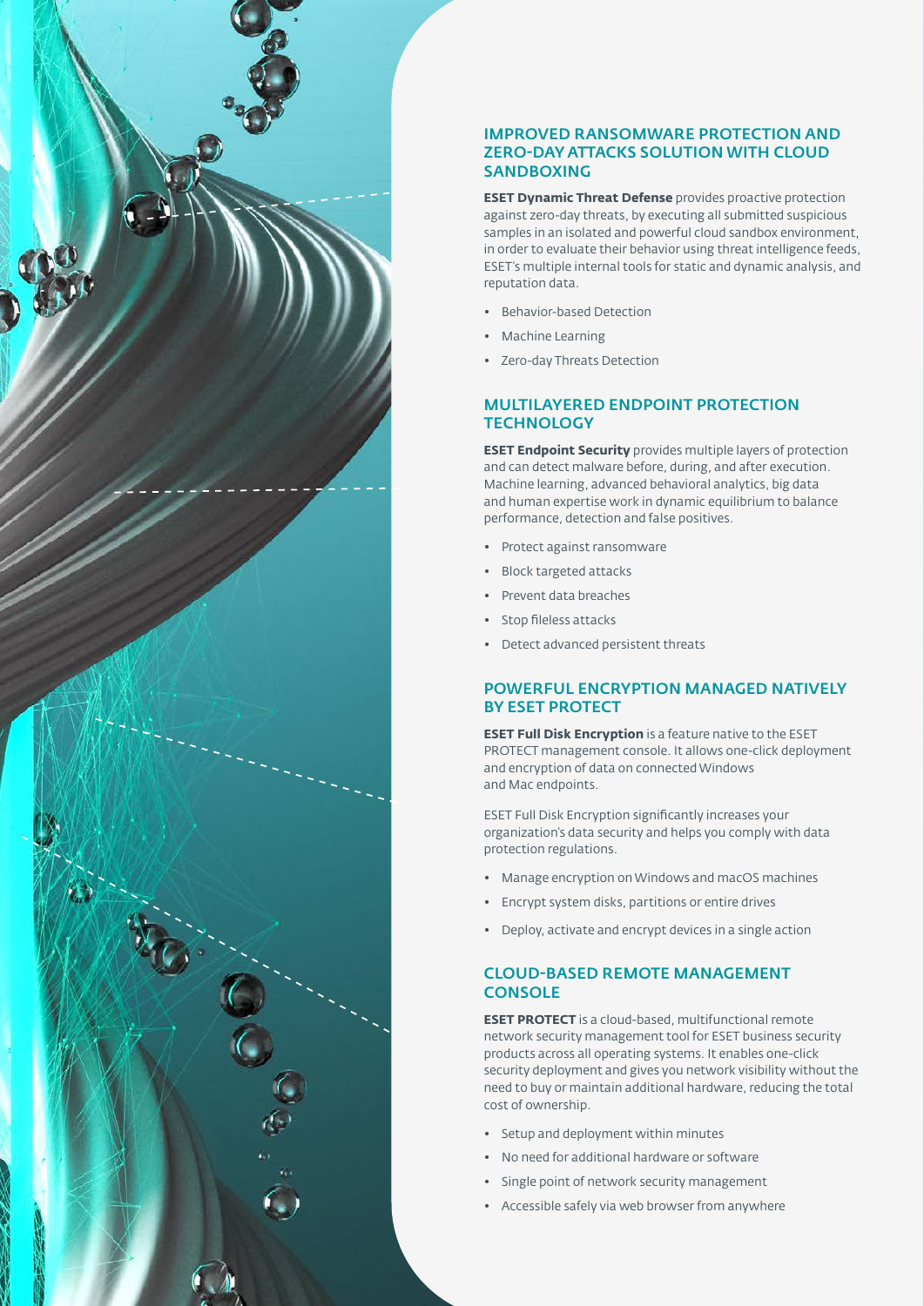## IMPROVED RANSOMWARE PROTECTION AND ZERO-DAY ATTACKS SOLUTION WITH CLOUD SANDBOXING

**ESET Dynamic Threat Defense** provides proactive protection against zero-day threats, by executing all submitted suspicious samples in an isolated and powerful cloud sandbox environment, in order to evaluate their behavior using threat intelligence feeds, ESET's multiple internal tools for static and dynamic analysis, and reputation data.

- Behavior-based Detection
- Machine Learning
- Zero-day Threats Detection

## MULTILAYERED ENDPOINT PROTECTION TECHNOLOGY

**ESET Endpoint Security** provides multiple layers of protection and can detect malware before, during, and after execution. Machine learning, advanced behavioral analytics, big data and human expertise work in dynamic equilibrium to balance performance, detection and false positives.

- Protect against ransomware
- Block targeted attacks
- Prevent data breaches
- Stop fileless attacks
- Detect advanced persistent threats

## POWERFUL ENCRYPTION MANAGED NATIVELY BY ESET PROTECT

**ESET Full Disk Encryption** is a feature native to the ESET PROTECT management console. It allows one-click deployment and encryption of data on connected Windows and Mac endpoints.

ESET Full Disk Encryption significantly increases your organization's data security and helps you comply with data protection regulations.

- Manage encryption on Windows and macOS machines
- Encrypt system disks, partitions or entire drives
- Deploy, activate and encrypt devices in a single action

## CLOUD-BASED REMOTE MANAGEMENT CONSOLE

**ESET PROTECT** is a cloud-based, multifunctional remote network security management tool for ESET business security products across all operating systems. It enables one-click security deployment and gives you network visibility without the need to buy or maintain additional hardware, reducing the total cost of ownership.

- Setup and deployment within minutes
- No need for additional hardware or software
- Single point of network security management
- Accessible safely via web browser from anywhere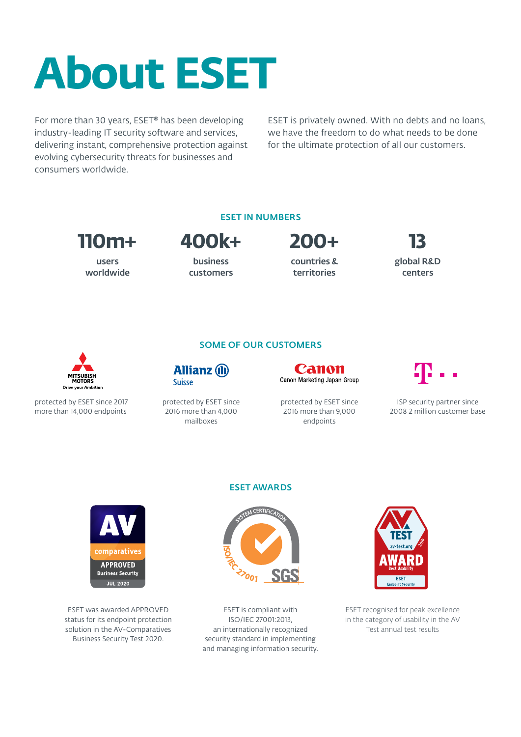# About ESET

For more than 30 years, ESET® has been developing industry-leading IT security software and services, delivering instant, comprehensive protection against evolving cybersecurity threats for businesses and consumers worldwide.

ESET is privately owned. With no debts and no loans, we have the freedom to do what needs to be done for the ultimate protection of all our customers.

## ESET IN NUMBERS

**110m+**
users worldwide

**400k+**
business customers

**200+**
countries & territories

**13**
global R&D centers

## SOME OF OUR CUSTOMERS

MITSUBISHI MOTORS Drive your Ambition

protected by ESET since 2017 more than 14,000 endpoints

Allianz Suisse

protected by ESET since 2016 more than 4,000 mailboxes

Canon Canon Marketing Japan Group

protected by ESET since 2016 more than 9,000 endpoints

T · ·

ISP security partner since 2008 2 million customer base

## ESET AWARDS

AV comparatives APPROVED Business Security JUL 2020

ESET was awarded APPROVED status for its endpoint protection solution in the AV-Comparatives Business Security Test 2020.

SYSTEM CERTIFICATION ISO/IEC 27001 SGS

ESET is compliant with ISO/IEC 27001:2013, an internationally recognized security standard in implementing and managing information security.

AV TEST av-test.org 2019 AWARD Best Usability ESET Endpoint Security

ESET recognised for peak excellence in the category of usability in the AV Test annual test results